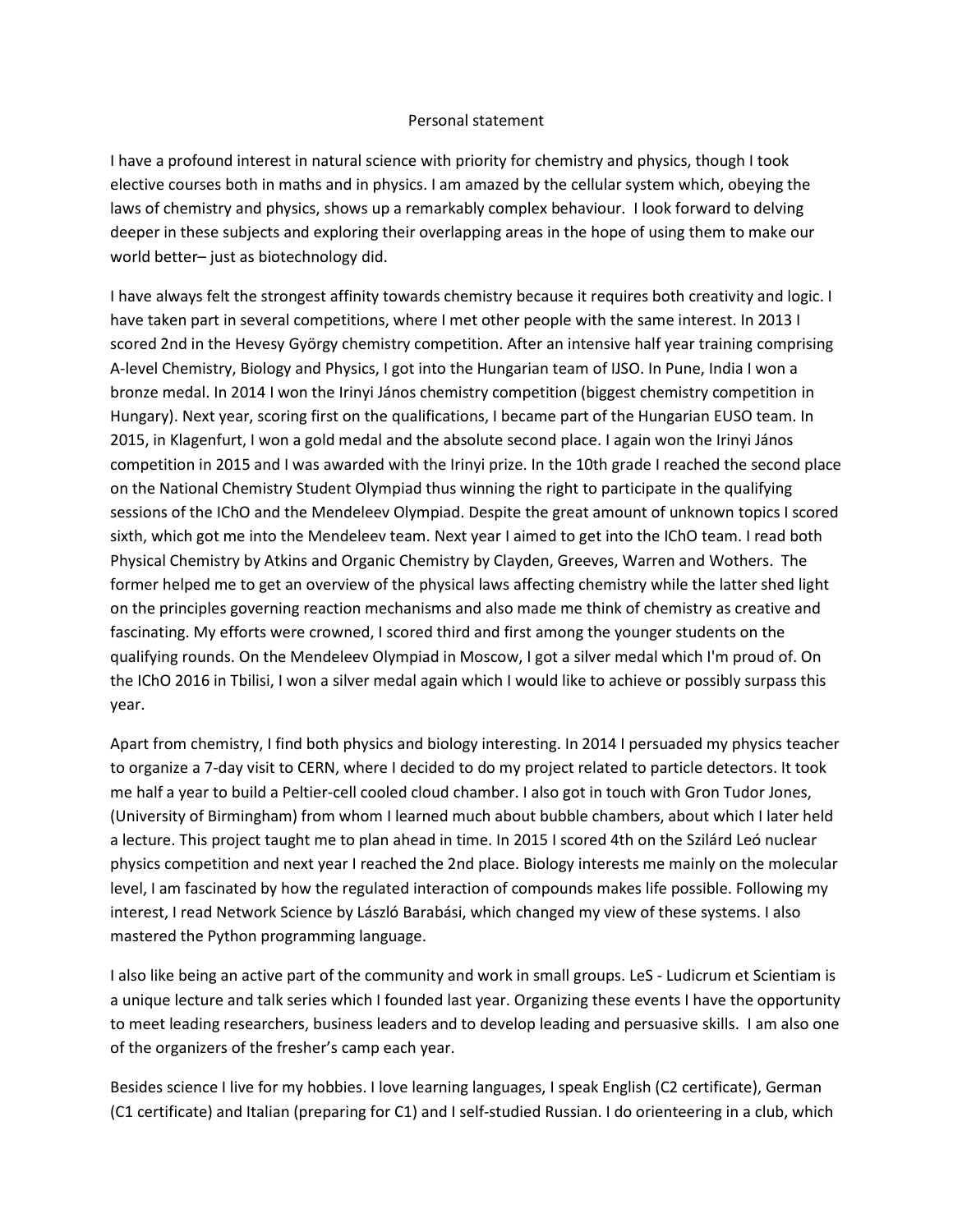Personal statement

I have a profound interest in natural science with priority for chemistry and physics, though I took elective courses both in maths and in physics. I am amazed by the cellular system which, obeying the laws of chemistry and physics, shows up a remarkably complex behaviour. I look forward to delving deeper in these subjects and exploring their overlapping areas in the hope of using them to make our world better– just as biotechnology did.

I have always felt the strongest affinity towards chemistry because it requires both creativity and logic. I have taken part in several competitions, where I met other people with the same interest. In 2013 I scored 2nd in the Hevesy György chemistry competition. After an intensive half year training comprising A-level Chemistry, Biology and Physics, I got into the Hungarian team of IJSO. In Pune, India I won a bronze medal. In 2014 I won the Irinyi János chemistry competition (biggest chemistry competition in Hungary). Next year, scoring first on the qualifications, I became part of the Hungarian EUSO team. In 2015, in Klagenfurt, I won a gold medal and the absolute second place. I again won the Irinyi János competition in 2015 and I was awarded with the Irinyi prize. In the 10th grade I reached the second place on the National Chemistry Student Olympiad thus winning the right to participate in the qualifying sessions of the IChO and the Mendeleev Olympiad. Despite the great amount of unknown topics I scored sixth, which got me into the Mendeleev team. Next year I aimed to get into the IChO team. I read both Physical Chemistry by Atkins and Organic Chemistry by Clayden, Greeves, Warren and Wothers. The former helped me to get an overview of the physical laws affecting chemistry while the latter shed light on the principles governing reaction mechanisms and also made me think of chemistry as creative and fascinating. My efforts were crowned, I scored third and first among the younger students on the qualifying rounds. On the Mendeleev Olympiad in Moscow, I got a silver medal which I'm proud of. On the IChO 2016 in Tbilisi, I won a silver medal again which I would like to achieve or possibly surpass this year.

Apart from chemistry, I find both physics and biology interesting. In 2014 I persuaded my physics teacher to organize a 7-day visit to CERN, where I decided to do my project related to particle detectors. It took me half a year to build a Peltier-cell cooled cloud chamber. I also got in touch with Gron Tudor Jones, (University of Birmingham) from whom I learned much about bubble chambers, about which I later held a lecture. This project taught me to plan ahead in time. In 2015 I scored 4th on the Szilárd Leó nuclear physics competition and next year I reached the 2nd place. Biology interests me mainly on the molecular level, I am fascinated by how the regulated interaction of compounds makes life possible. Following my interest, I read Network Science by László Barabási, which changed my view of these systems. I also mastered the Python programming language.

I also like being an active part of the community and work in small groups. LeS - Ludicrum et Scientiam is a unique lecture and talk series which I founded last year. Organizing these events I have the opportunity to meet leading researchers, business leaders and to develop leading and persuasive skills. I am also one of the organizers of the fresher's camp each year.

Besides science I live for my hobbies. I love learning languages, I speak English (C2 certificate), German (C1 certificate) and Italian (preparing for C1) and I self-studied Russian. I do orienteering in a club, which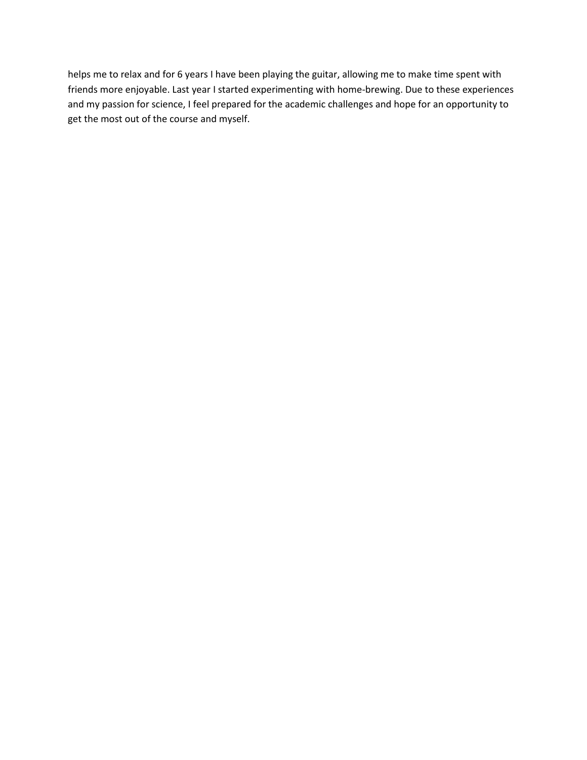helps me to relax and for 6 years I have been playing the guitar, allowing me to make time spent with friends more enjoyable. Last year I started experimenting with home-brewing. Due to these experiences and my passion for science, I feel prepared for the academic challenges and hope for an opportunity to get the most out of the course and myself.